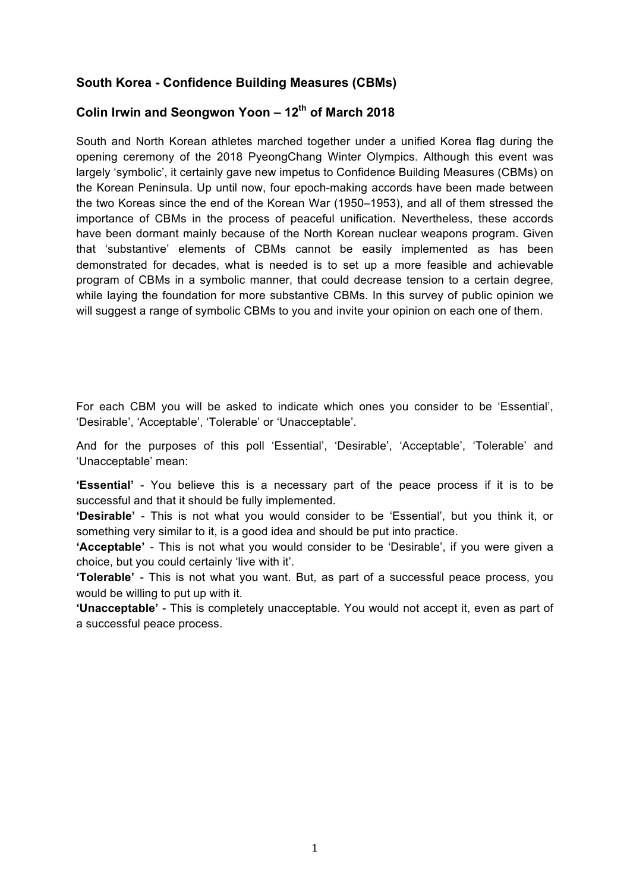## South Korea - Confidence Building Measures (CBMs)

## Colin Irwin and Seongwon Yoon – 12th of March 2018

South and North Korean athletes marched together under a unified Korea flag during the opening ceremony of the 2018 PyeongChang Winter Olympics. Although this event was largely 'symbolic', it certainly gave new impetus to Confidence Building Measures (CBMs) on the Korean Peninsula. Up until now, four epoch-making accords have been made between the two Koreas since the end of the Korean War (1950–1953), and all of them stressed the importance of CBMs in the process of peaceful unification. Nevertheless, these accords have been dormant mainly because of the North Korean nuclear weapons program. Given that 'substantive' elements of CBMs cannot be easily implemented as has been demonstrated for decades, what is needed is to set up a more feasible and achievable program of CBMs in a symbolic manner, that could decrease tension to a certain degree, while laying the foundation for more substantive CBMs. In this survey of public opinion we will suggest a range of symbolic CBMs to you and invite your opinion on each one of them.

For each CBM you will be asked to indicate which ones you consider to be 'Essential', 'Desirable', 'Acceptable', 'Tolerable' or 'Unacceptable'.

And for the purposes of this poll 'Essential', 'Desirable', 'Acceptable', 'Tolerable' and 'Unacceptable' mean:

**'Essential'** - You believe this is a necessary part of the peace process if it is to be successful and that it should be fully implemented.
**'Desirable'** - This is not what you would consider to be 'Essential', but you think it, or something very similar to it, is a good idea and should be put into practice.
**'Acceptable'** - This is not what you would consider to be 'Desirable', if you were given a choice, but you could certainly 'live with it'.
**'Tolerable'** - This is not what you want. But, as part of a successful peace process, you would be willing to put up with it.
**'Unacceptable'** - This is completely unacceptable. You would not accept it, even as part of a successful peace process.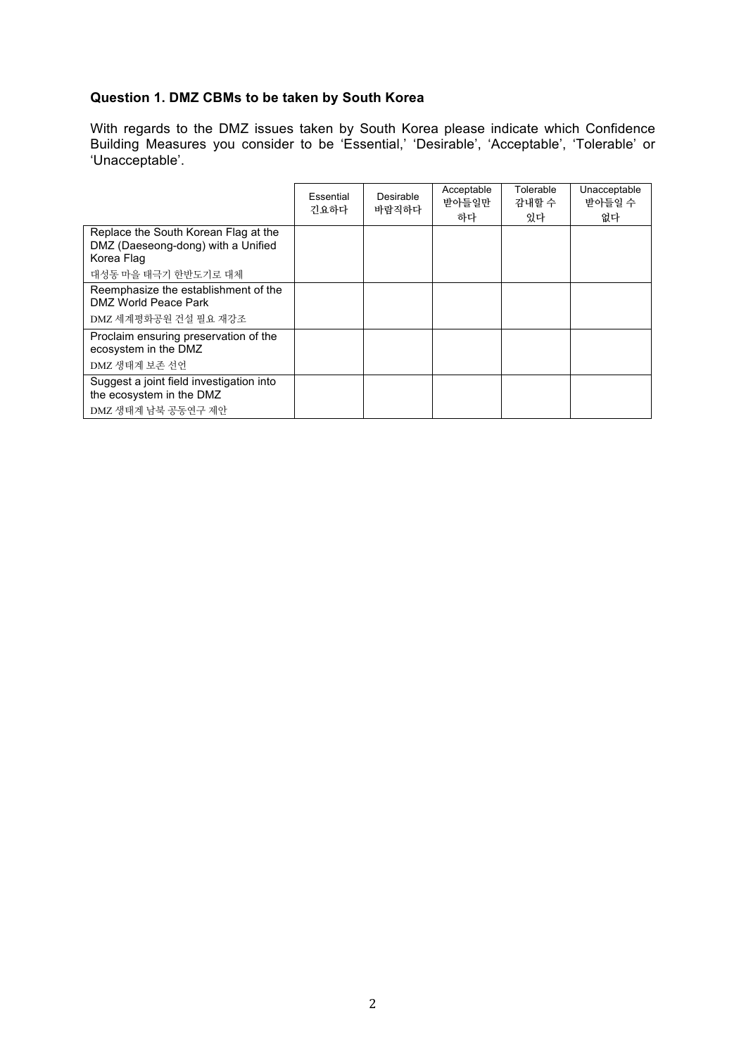**Question 1. DMZ CBMs to be taken by South Korea**

With regards to the DMZ issues taken by South Korea please indicate which Confidence Building Measures you consider to be 'Essential,' 'Desirable', 'Acceptable', 'Tolerable' or 'Unacceptable'.

| | Essential 긴요하다 | Desirable 바람직하다 | Acceptable 받아들일만 하다 | Tolerable 감내할 수 있다 | Unacceptable 받아들일 수 없다 |
|---|---|---|---|---|---|
| Replace the South Korean Flag at the DMZ (Daeseong-dong) with a Unified Korea Flag<br>대성동 마을 태극기 한반도기로 대체 | | | | | |
| Reemphasize the establishment of the DMZ World Peace Park<br>DMZ 세계평화공원 건설 필요 재강조 | | | | | |
| Proclaim ensuring preservation of the ecosystem in the DMZ<br>DMZ 생태계 보존 선언 | | | | | |
| Suggest a joint field investigation into the ecosystem in the DMZ<br>DMZ 생태계 남북 공동연구 제안 | | | | | |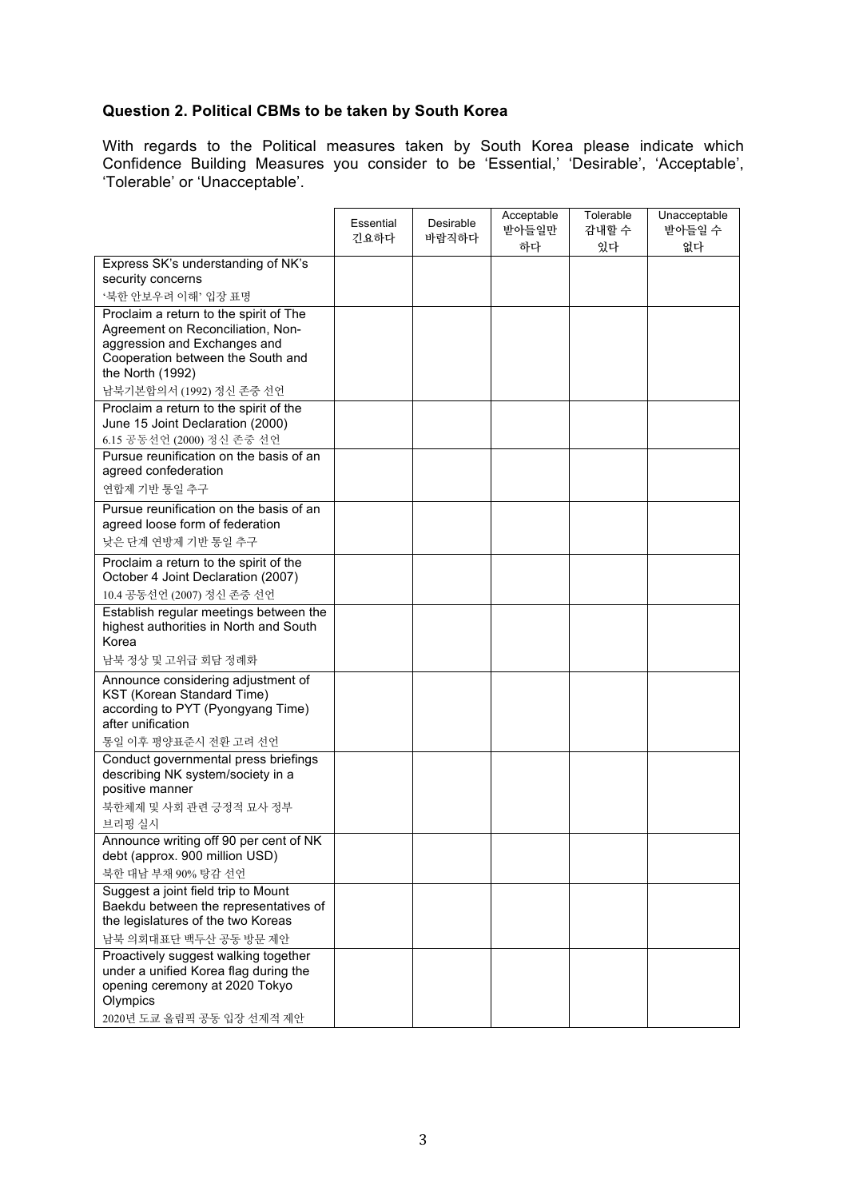**Question 2. Political CBMs to be taken by South Korea**

With regards to the Political measures taken by South Korea please indicate which Confidence Building Measures you consider to be 'Essential,' 'Desirable', 'Acceptable', 'Tolerable' or 'Unacceptable'.

| | Essential 긴요하다 | Desirable 바람직하다 | Acceptable 받아들일만 하다 | Tolerable 감내할 수 있다 | Unacceptable 받아들일 수 없다 |
|---|---|---|---|---|---|
| Express SK's understanding of NK's security concerns<br>'북한 안보우려 이해' 입장 표명 | | | | | |
| Proclaim a return to the spirit of The Agreement on Reconciliation, Non-aggression and Exchanges and Cooperation between the South and the North (1992)<br>남북기본합의서 (1992) 정신 존중 선언 | | | | | |
| Proclaim a return to the spirit of the June 15 Joint Declaration (2000)<br>6.15 공동선언 (2000) 정신 존중 선언 | | | | | |
| Pursue reunification on the basis of an agreed confederation<br>연합제 기반 통일 추구 | | | | | |
| Pursue reunification on the basis of an agreed loose form of federation<br>낮은 단계 연방제 기반 통일 추구 | | | | | |
| Proclaim a return to the spirit of the October 4 Joint Declaration (2007)<br>10.4 공동선언 (2007) 정신 존중 선언 | | | | | |
| Establish regular meetings between the highest authorities in North and South Korea<br>남북 정상 및 고위급 회담 정례화 | | | | | |
| Announce considering adjustment of KST (Korean Standard Time) according to PYT (Pyongyang Time) after unification<br>통일 이후 평양표준시 전환 고려 선언 | | | | | |
| Conduct governmental press briefings describing NK system/society in a positive manner<br>북한체제 및 사회 관련 긍정적 묘사 정부 브리핑 실시 | | | | | |
| Announce writing off 90 per cent of NK debt (approx. 900 million USD)<br>북한 대남 부채 90% 탕감 선언 | | | | | |
| Suggest a joint field trip to Mount Baekdu between the representatives of the legislatures of the two Koreas<br>남북 의회대표단 백두산 공동 방문 제안 | | | | | |
| Proactively suggest walking together under a unified Korea flag during the opening ceremony at 2020 Tokyo Olympics<br>2020년 도쿄 올림픽 공동 입장 선제적 제안 | | | | | |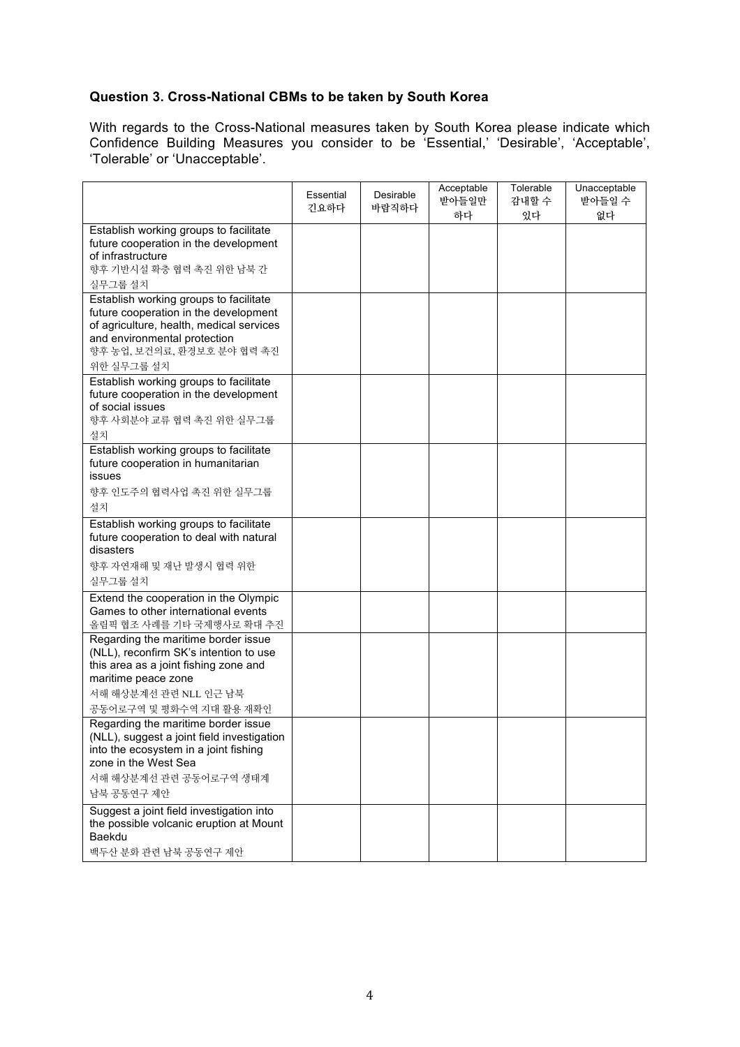**Question 3. Cross-National CBMs to be taken by South Korea**

With regards to the Cross-National measures taken by South Korea please indicate which Confidence Building Measures you consider to be 'Essential,' 'Desirable', 'Acceptable', 'Tolerable' or 'Unacceptable'.

| | Essential 긴요하다 | Desirable 바람직하다 | Acceptable 받아들일만 하다 | Tolerable 감내할 수 있다 | Unacceptable 받아들일 수 없다 |
|---|---|---|---|---|---|
| Establish working groups to facilitate future cooperation in the development of infrastructure<br>향후 기반시설 확충 협력 촉진 위한 남북 간 실무그룹 설치 | | | | | |
| Establish working groups to facilitate future cooperation in the development of agriculture, health, medical services and environmental protection<br>향후 농업, 보건의료, 환경보호 분야 협력 촉진 위한 실무그룹 설치 | | | | | |
| Establish working groups to facilitate future cooperation in the development of social issues<br>향후 사회분야 교류 협력 촉진 위한 실무그룹 설치 | | | | | |
| Establish working groups to facilitate future cooperation in humanitarian issues<br>향후 인도주의 협력사업 촉진 위한 실무그룹 설치 | | | | | |
| Establish working groups to facilitate future cooperation to deal with natural disasters<br>향후 자연재해 및 재난 발생시 협력 위한 실무그룹 설치 | | | | | |
| Extend the cooperation in the Olympic Games to other international events<br>올림픽 협조 사례를 기타 국제행사로 확대 추진 | | | | | |
| Regarding the maritime border issue (NLL), reconfirm SK's intention to use this area as a joint fishing zone and maritime peace zone<br>서해 해상분계선 관련 NLL 인근 남북 공동어로구역 및 평화수역 지대 활용 재확인 | | | | | |
| Regarding the maritime border issue (NLL), suggest a joint field investigation into the ecosystem in a joint fishing zone in the West Sea<br>서해 해상분계선 관련 공동어로구역 생태계 남북 공동연구 제안 | | | | | |
| Suggest a joint field investigation into the possible volcanic eruption at Mount Baekdu<br>백두산 분화 관련 남북 공동연구 제안 | | | | | |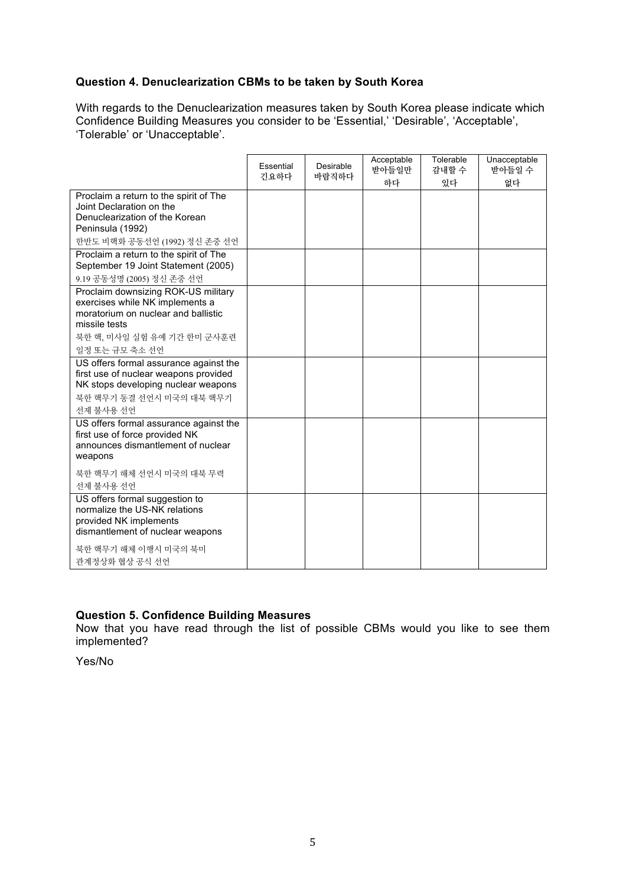**Question 4. Denuclearization CBMs to be taken by South Korea**

With regards to the Denuclearization measures taken by South Korea please indicate which Confidence Building Measures you consider to be 'Essential,' 'Desirable', 'Acceptable', 'Tolerable' or 'Unacceptable'.

| | Essential 긴요하다 | Desirable 바람직하다 | Acceptable 받아들일만 하다 | Tolerable 감내할 수 있다 | Unacceptable 받아들일 수 없다 |
|---|---|---|---|---|---|
| Proclaim a return to the spirit of The Joint Declaration on the Denuclearization of the Korean Peninsula (1992) 한반도 비핵화 공동선언 (1992) 정신 존중 선언 | | | | | |
| Proclaim a return to the spirit of The September 19 Joint Statement (2005) 9.19 공동성명 (2005) 정신 존중 선언 | | | | | |
| Proclaim downsizing ROK-US military exercises while NK implements a moratorium on nuclear and ballistic missile tests 북한 핵, 미사일 실험 유예 기간 한미 군사훈련 일정 또는 규모 축소 선언 | | | | | |
| US offers formal assurance against the first use of nuclear weapons provided NK stops developing nuclear weapons 북한 핵무기 동결 선언시 미국의 대북 핵무기 선제 불사용 선언 | | | | | |
| US offers formal assurance against the first use of force provided NK announces dismantlement of nuclear weapons 북한 핵무기 해체 선언시 미국의 대북 무력 선제 불사용 선언 | | | | | |
| US offers formal suggestion to normalize the US-NK relations provided NK implements dismantlement of nuclear weapons 북한 핵무기 해체 이행시 미국의 북미 관계정상화 협상 공식 선언 | | | | | |

**Question 5. Confidence Building Measures**

Now that you have read through the list of possible CBMs would you like to see them implemented?

Yes/No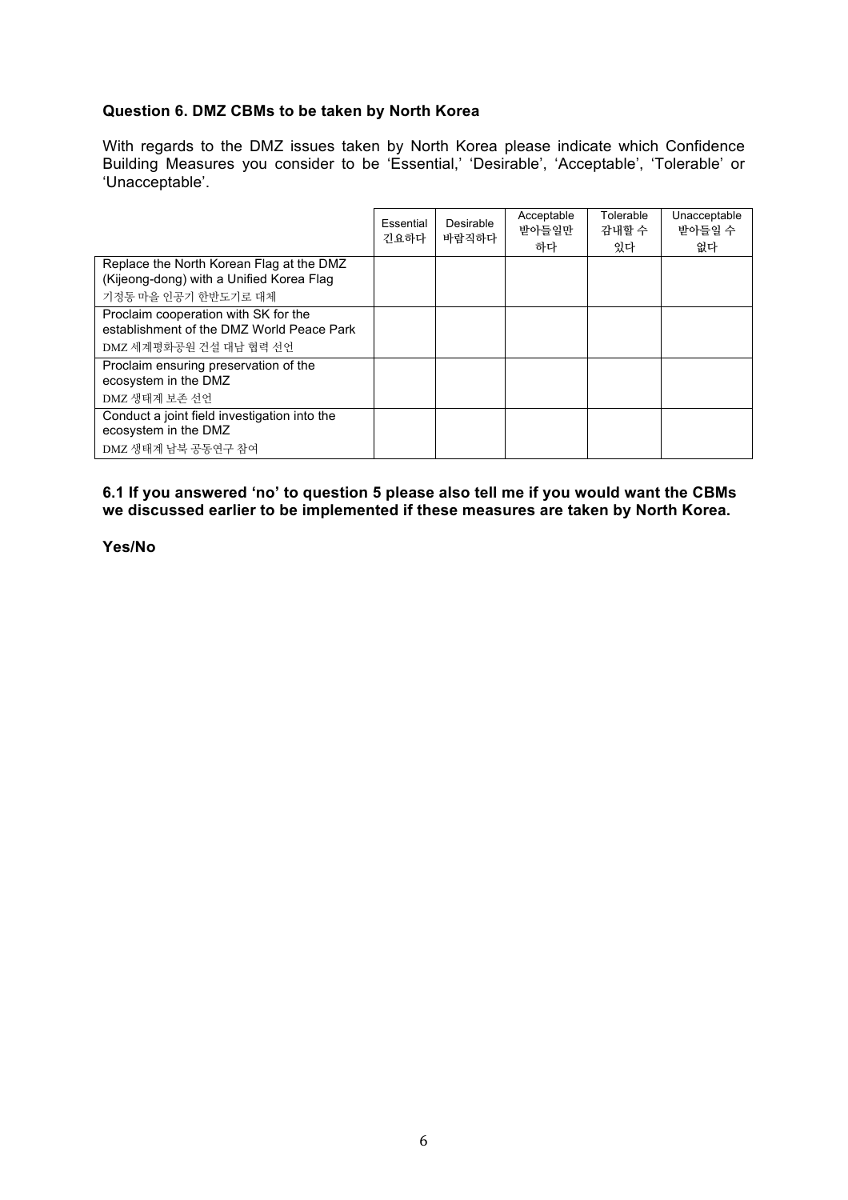**Question 6. DMZ CBMs to be taken by North Korea**

With regards to the DMZ issues taken by North Korea please indicate which Confidence Building Measures you consider to be 'Essential,' 'Desirable', 'Acceptable', 'Tolerable' or 'Unacceptable'.

| | Essential 긴요하다 | Desirable 바람직하다 | Acceptable 받아들일만 하다 | Tolerable 감내할 수 있다 | Unacceptable 받아들일 수 없다 |
|---|---|---|---|---|---|
| Replace the North Korean Flag at the DMZ (Kijeong-dong) with a Unified Korea Flag<br>기정동 마을 인공기 한반도기로 대체 | | | | | |
| Proclaim cooperation with SK for the establishment of the DMZ World Peace Park<br>DMZ 세계평화공원 건설 대남 협력 선언 | | | | | |
| Proclaim ensuring preservation of the ecosystem in the DMZ<br>DMZ 생태계 보존 선언 | | | | | |
| Conduct a joint field investigation into the ecosystem in the DMZ<br>DMZ 생태계 남북 공동연구 참여 | | | | | |

**6.1 If you answered 'no' to question 5 please also tell me if you would want the CBMs we discussed earlier to be implemented if these measures are taken by North Korea.**

**Yes/No**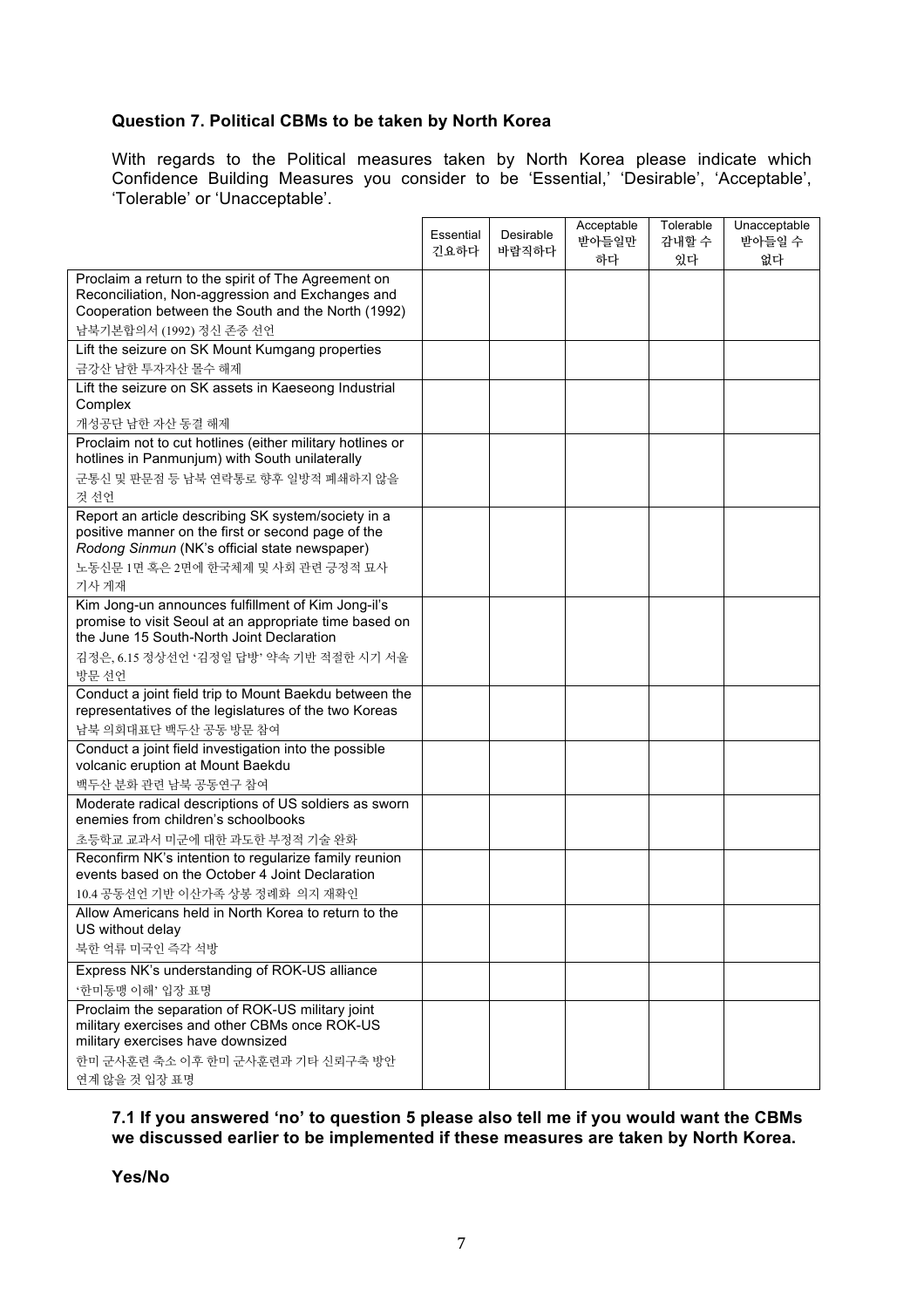**Question 7. Political CBMs to be taken by North Korea**

With regards to the Political measures taken by North Korea please indicate which Confidence Building Measures you consider to be 'Essential,' 'Desirable', 'Acceptable', 'Tolerable' or 'Unacceptable'.

| | Essential 긴요하다 | Desirable 바람직하다 | Acceptable 받아들일만 하다 | Tolerable 감내할 수 있다 | Unacceptable 받아들일 수 없다 |
|---|---|---|---|---|---|
| Proclaim a return to the spirit of The Agreement on Reconciliation, Non-aggression and Exchanges and Cooperation between the South and the North (1992) 남북기본합의서 (1992) 정신 존중 선언 | | | | | |
| Lift the seizure on SK Mount Kumgang properties 금강산 남한 투자자산 몰수 해제 | | | | | |
| Lift the seizure on SK assets in Kaeseong Industrial Complex 개성공단 남한 자산 동결 해제 | | | | | |
| Proclaim not to cut hotlines (either military hotlines or hotlines in Panmunjum) with South unilaterally 군통신 및 판문점 등 남북 연락통로 향후 일방적 폐쇄하지 않을 것 선언 | | | | | |
| Report an article describing SK system/society in a positive manner on the first or second page of the *Rodong Sinmun* (NK's official state newspaper) 노동신문 1면 혹은 2면에 한국체제 및 사회 관련 긍정적 묘사 기사 게재 | | | | | |
| Kim Jong-un announces fulfillment of Kim Jong-il's promise to visit Seoul at an appropriate time based on the June 15 South-North Joint Declaration 김정은, 6.15 정상선언 '김정일 답방' 약속 기반 적절한 시기 서울 방문 선언 | | | | | |
| Conduct a joint field trip to Mount Baekdu between the representatives of the legislatures of the two Koreas 남북 의회대표단 백두산 공동 방문 참여 | | | | | |
| Conduct a joint field investigation into the possible volcanic eruption at Mount Baekdu 백두산 분화 관련 남북 공동연구 참여 | | | | | |
| Moderate radical descriptions of US soldiers as sworn enemies from children's schoolbooks 초등학교 교과서 미군에 대한 과도한 부정적 기술 완화 | | | | | |
| Reconfirm NK's intention to regularize family reunion events based on the October 4 Joint Declaration 10.4 공동선언 기반 이산가족 상봉 정례화 의지 재확인 | | | | | |
| Allow Americans held in North Korea to return to the US without delay 북한 억류 미국인 즉각 석방 | | | | | |
| Express NK's understanding of ROK-US alliance '한미동맹 이해' 입장 표명 | | | | | |
| Proclaim the separation of ROK-US military joint military exercises and other CBMs once ROK-US military exercises have downsized 한미 군사훈련 축소 이후 한미 군사훈련과 기타 신뢰구축 방안 연계 않을 것 입장 표명 | | | | | |

**7.1 If you answered 'no' to question 5 please also tell me if you would want the CBMs we discussed earlier to be implemented if these measures are taken by North Korea.**

**Yes/No**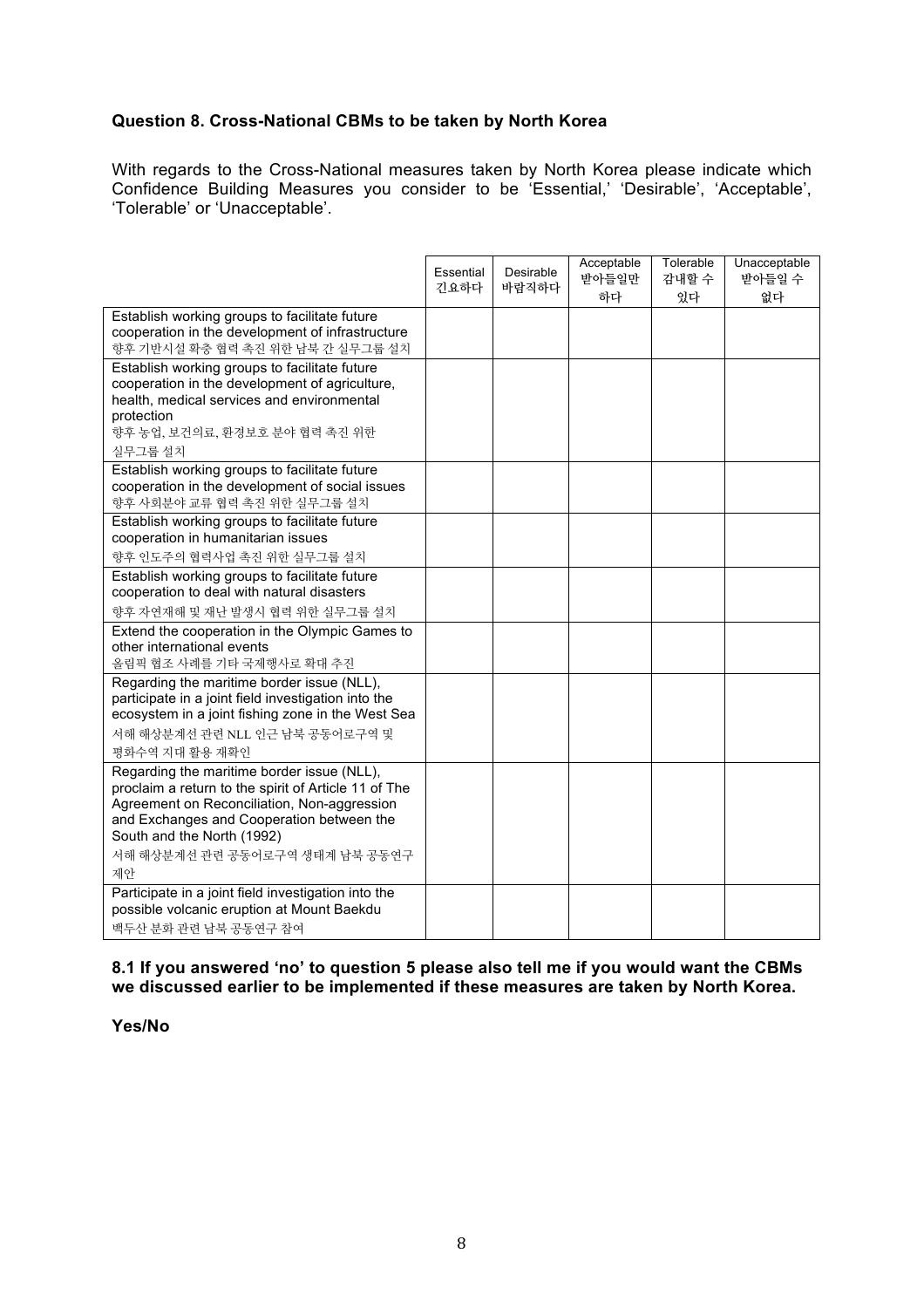**Question 8. Cross-National CBMs to be taken by North Korea**

With regards to the Cross-National measures taken by North Korea please indicate which Confidence Building Measures you consider to be 'Essential,' 'Desirable', 'Acceptable,' 'Tolerable' or 'Unacceptable'.

| | Essential 긴요하다 | Desirable 바람직하다 | Acceptable 받아들일만 하다 | Tolerable 감내할 수 있다 | Unacceptable 받아들일 수 없다 |
|---|---|---|---|---|---|
| Establish working groups to facilitate future cooperation in the development of infrastructure<br>향후 기반시설 확충 협력 촉진 위한 남북 간 실무그룹 설치 | | | | | |
| Establish working groups to facilitate future cooperation in the development of agriculture, health, medical services and environmental protection<br>향후 농업, 보건의료, 환경보호 분야 협력 촉진 위한 실무그룹 설치 | | | | | |
| Establish working groups to facilitate future cooperation in the development of social issues<br>향후 사회분야 교류 협력 촉진 위한 실무그룹 설치 | | | | | |
| Establish working groups to facilitate future cooperation in humanitarian issues<br>향후 인도주의 협력사업 촉진 위한 실무그룹 설치 | | | | | |
| Establish working groups to facilitate future cooperation to deal with natural disasters<br>향후 자연재해 및 재난 발생시 협력 위한 실무그룹 설치 | | | | | |
| Extend the cooperation in the Olympic Games to other international events<br>올림픽 협조 사례를 기타 국제행사로 확대 추진 | | | | | |
| Regarding the maritime border issue (NLL), participate in a joint field investigation into the ecosystem in a joint fishing zone in the West Sea<br>서해 해상분계선 관련 NLL 인근 남북 공동어로구역 및 평화수역 지대 활용 재확인 | | | | | |
| Regarding the maritime border issue (NLL), proclaim a return to the spirit of Article 11 of The Agreement on Reconciliation, Non-aggression and Exchanges and Cooperation between the South and the North (1992)<br>서해 해상분계선 관련 공동어로구역 생태계 남북 공동연구 제안 | | | | | |
| Participate in a joint field investigation into the possible volcanic eruption at Mount Baekdu<br>백두산 분화 관련 남북 공동연구 참여 | | | | | |

**8.1 If you answered 'no' to question 5 please also tell me if you would want the CBMs we discussed earlier to be implemented if these measures are taken by North Korea.**

**Yes/No**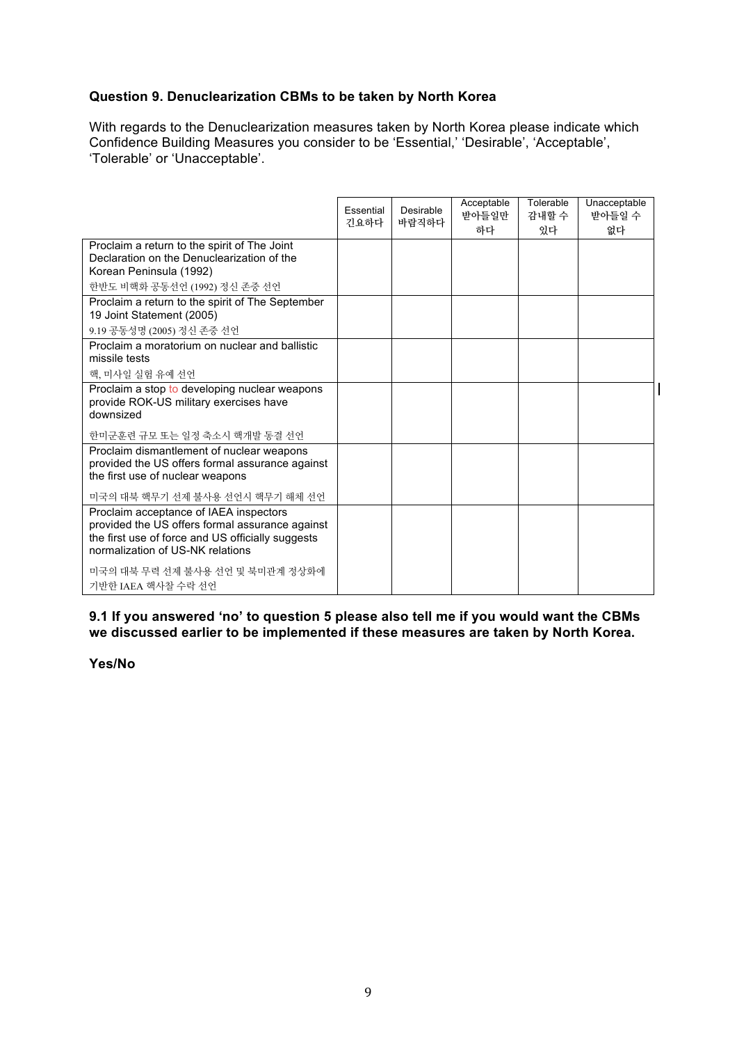**Question 9. Denuclearization CBMs to be taken by North Korea**

With regards to the Denuclearization measures taken by North Korea please indicate which Confidence Building Measures you consider to be 'Essential,' 'Desirable', 'Acceptable', 'Tolerable' or 'Unacceptable'.

| | Essential 긴요하다 | Desirable 바람직하다 | Acceptable 받아들일만 하다 | Tolerable 감내할 수 있다 | Unacceptable 받아들일 수 없다 |
|---|---|---|---|---|---|
| Proclaim a return to the spirit of The Joint Declaration on the Denuclearization of the Korean Peninsula (1992)<br>한반도 비핵화 공동선언 (1992) 정신 존중 선언 | | | | | |
| Proclaim a return to the spirit of The September 19 Joint Statement (2005)<br>9.19 공동성명 (2005) 정신 존중 선언 | | | | | |
| Proclaim a moratorium on nuclear and ballistic missile tests<br>핵, 미사일 실험 유예 선언 | | | | | |
| Proclaim a stop to developing nuclear weapons provide ROK-US military exercises have downsized<br>한미군훈련 규모 또는 일정 축소시 핵개발 동결 선언 | | | | | |
| Proclaim dismantlement of nuclear weapons provided the US offers formal assurance against the first use of nuclear weapons<br>미국의 대북 핵무기 선제 불사용 선언시 핵무기 해체 선언 | | | | | |
| Proclaim acceptance of IAEA inspectors provided the US offers formal assurance against the first use of force and US officially suggests normalization of US-NK relations<br>미국의 대북 무력 선제 불사용 선언 및 북미관계 정상화에 기반한 IAEA 핵사찰 수락 선언 | | | | | |

**9.1 If you answered 'no' to question 5 please also tell me if you would want the CBMs we discussed earlier to be implemented if these measures are taken by North Korea.**

**Yes/No**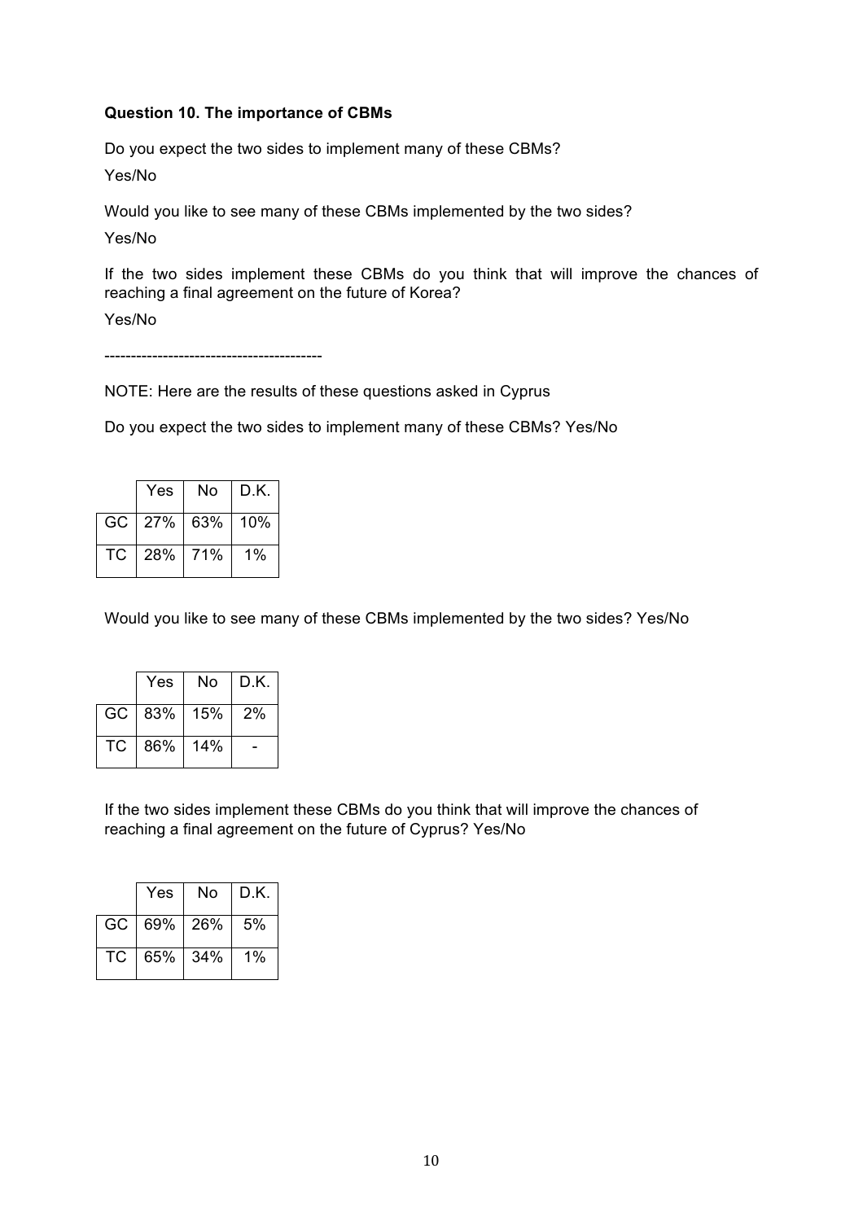**Question 10. The importance of CBMs**

Do you expect the two sides to implement many of these CBMs?

Yes/No

Would you like to see many of these CBMs implemented by the two sides?

Yes/No

If the two sides implement these CBMs do you think that will improve the chances of reaching a final agreement on the future of Korea?

Yes/No

----------------------------------------

NOTE: Here are the results of these questions asked in Cyprus

Do you expect the two sides to implement many of these CBMs? Yes/No

| | Yes | No | D.K. |
|---|---|---|---|
| GC | 27% | 63% | 10% |
| TC | 28% | 71% | 1% |

Would you like to see many of these CBMs implemented by the two sides? Yes/No

| | Yes | No | D.K. |
|---|---|---|---|
| GC | 83% | 15% | 2% |
| TC | 86% | 14% | - |

If the two sides implement these CBMs do you think that will improve the chances of reaching a final agreement on the future of Cyprus? Yes/No

| | Yes | No | D.K. |
|---|---|---|---|
| GC | 69% | 26% | 5% |
| TC | 65% | 34% | 1% |